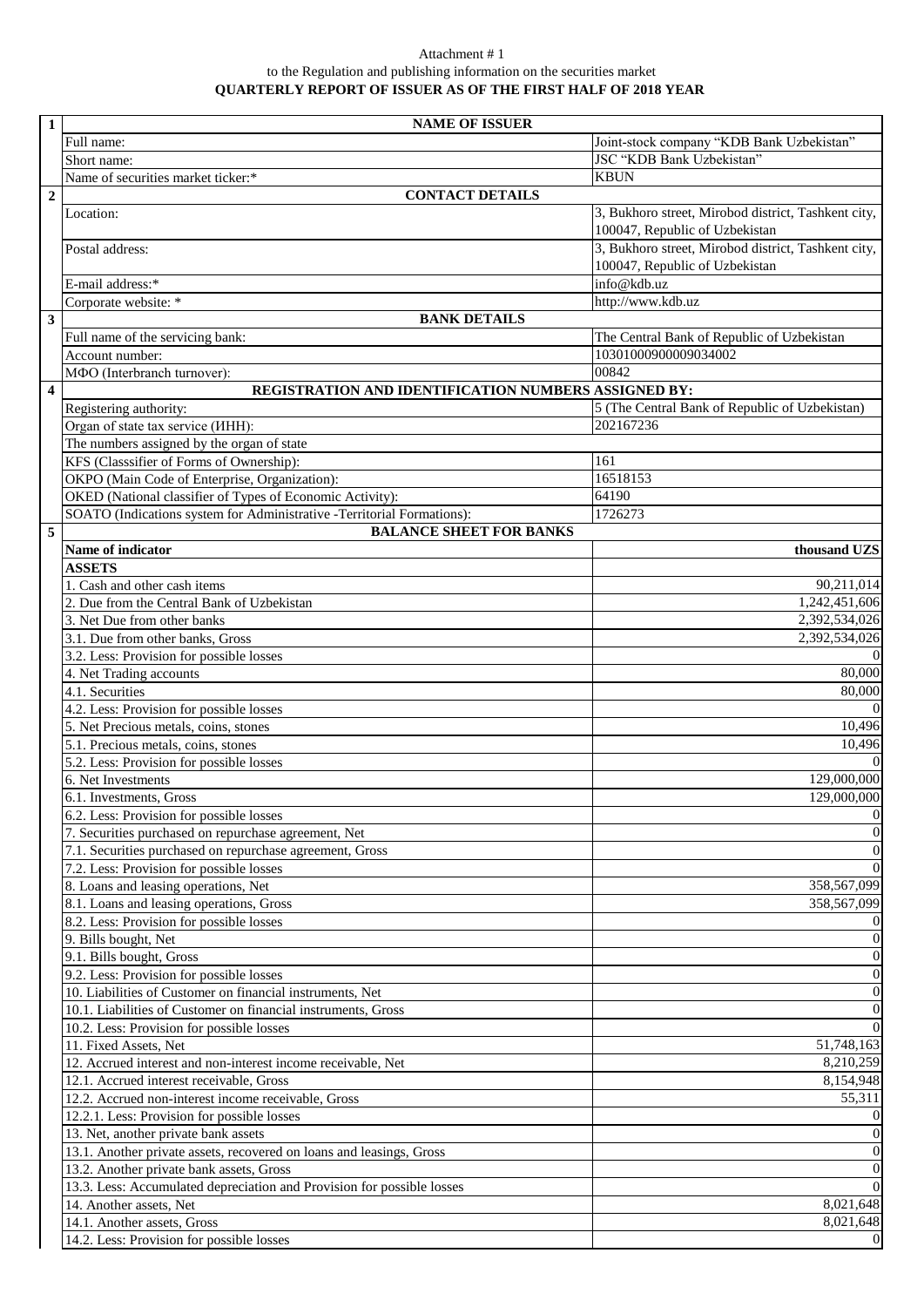Attachment # 1

to the Regulation and publishing information on the securities market

**QUARTERLY REPORT OF ISSUER AS OF THE FIRST HALF OF 2018 YEAR**

| | | |
|---|---|---|
| **1** | **NAME OF ISSUER** | |
| | Full name: | Joint-stock company "KDB Bank Uzbekistan" |
| | Short name: | JSC "KDB Bank Uzbekistan" |
| | Name of securities market ticker:* | KBUN |
| **2** | **CONTACT DETAILS** | |
| | Location: | 3, Bukhoro street, Mirobod district, Tashkent city, 100047, Republic of Uzbekistan |
| | Postal address: | 3, Bukhoro street, Mirobod district, Tashkent city, 100047, Republic of Uzbekistan |
| | E-mail address:* | info@kdb.uz |
| | Corporate website: * | http://www.kdb.uz |
| **3** | **BANK DETAILS** | |
| | Full name of the servicing bank: | The Central Bank of Republic of Uzbekistan |
| | Account number: | 10301000900009034002 |
| | МФО (Interbranch turnover): | 00842 |
| **4** | **REGISTRATION AND IDENTIFICATION NUMBERS ASSIGNED BY:** | |
| | Registering authority: | 5 (The Central Bank of Republic of Uzbekistan) |
| | Organ of state tax service (ИНН): | 202167236 |
| | The numbers assigned by the organ of state | |
| | KFS (Classsifier of Forms of Ownership): | 161 |
| | OKPO (Main Code of Enterprise, Organization): | 16518153 |
| | OKED (National classifier of Types of Economic Activity): | 64190 |
| | SOATO (Indications system for Administrative -Territorial Formations): | 1726273 |
| **5** | **BALANCE SHEET FOR BANKS** | |
| | **Name of indicator** | **thousand UZS** |
| | **ASSETS** | |
| | 1. Cash and other cash items | 90,211,014 |
| | 2. Due from the Central Bank of Uzbekistan | 1,242,451,606 |
| | 3. Net Due from other banks | 2,392,534,026 |
| | 3.1. Due from other banks, Gross | 2,392,534,026 |
| | 3.2. Less: Provision for possible losses | 0 |
| | 4. Net Trading accounts | 80,000 |
| | 4.1. Securities | 80,000 |
| | 4.2. Less: Provision for possible losses | 0 |
| | 5. Net Precious metals, coins, stones | 10,496 |
| | 5.1. Precious metals, coins, stones | 10,496 |
| | 5.2. Less: Provision for possible losses | 0 |
| | 6. Net Investments | 129,000,000 |
| | 6.1. Investments, Gross | 129,000,000 |
| | 6.2. Less: Provision for possible losses | 0 |
| | 7. Securities purchased on repurchase agreement, Net | 0 |
| | 7.1. Securities purchased on repurchase agreement, Gross | 0 |
| | 7.2. Less: Provision for possible losses | 0 |
| | 8. Loans and leasing operations, Net | 358,567,099 |
| | 8.1. Loans and leasing operations, Gross | 358,567,099 |
| | 8.2. Less: Provision for possible losses | 0 |
| | 9. Bills bought, Net | 0 |
| | 9.1. Bills bought, Gross | 0 |
| | 9.2. Less: Provision for possible losses | 0 |
| | 10. Liabilities of Customer on financial instruments, Net | 0 |
| | 10.1. Liabilities of Customer on financial instruments, Gross | 0 |
| | 10.2. Less: Provision for possible losses | 0 |
| | 11. Fixed Assets, Net | 51,748,163 |
| | 12. Accrued interest and non-interest income receivable, Net | 8,210,259 |
| | 12.1. Accrued interest receivable, Gross | 8,154,948 |
| | 12.2. Accrued non-interest income receivable, Gross | 55,311 |
| | 12.2.1. Less: Provision for possible losses | 0 |
| | 13. Net, another private bank assets | 0 |
| | 13.1. Another private assets, recovered on loans and leasings, Gross | 0 |
| | 13.2. Another private bank assets, Gross | 0 |
| | 13.3. Less: Accumulated depreciation and Provision for possible losses | 0 |
| | 14. Another assets, Net | 8,021,648 |
| | 14.1. Another assets, Gross | 8,021,648 |
| | 14.2. Less: Provision for possible losses | 0 |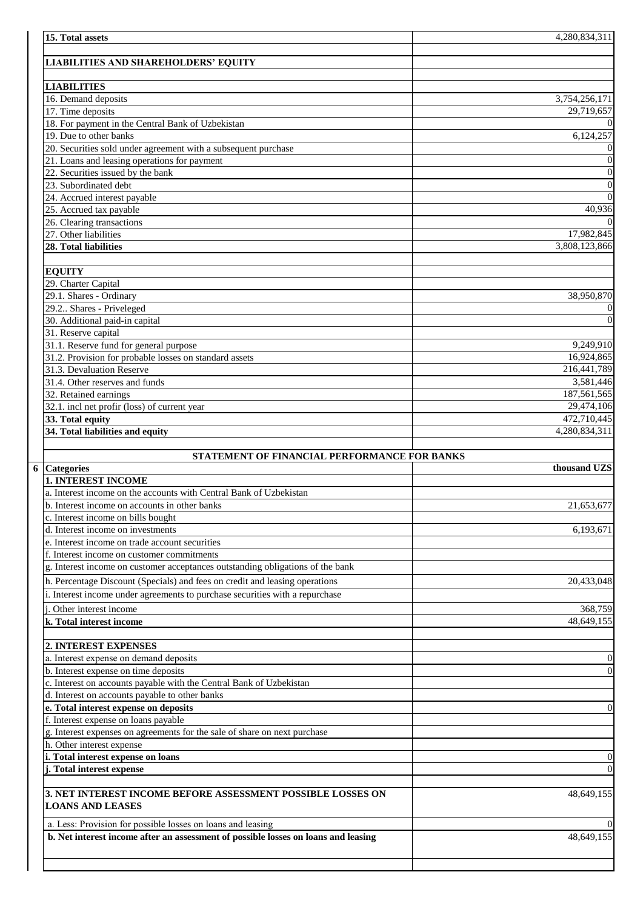| 15. Total assets | 4,280,834,311 |
|---|---|
| | |
| **LIABILITIES AND SHAREHOLDERS' EQUITY** | |
| | |
| **LIABILITIES** | |
| 16. Demand deposits | 3,754,256,171 |
| 17. Time deposits | 29,719,657 |
| 18. For payment in the Central Bank of Uzbekistan | 0 |
| 19. Due to other banks | 6,124,257 |
| 20. Securities sold under agreement with a subsequent purchase | 0 |
| 21. Loans and leasing operations for payment | 0 |
| 22. Securities issued by the bank | 0 |
| 23. Subordinated debt | 0 |
| 24. Accrued interest payable | 0 |
| 25. Accrued tax payable | 40,936 |
| 26. Clearing transactions | 0 |
| 27. Other liabilities | 17,982,845 |
| **28. Total liabilities** | 3,808,123,866 |
| | |
| **EQUITY** | |
| 29. Charter Capital | |
| 29.1. Shares - Ordinary | 38,950,870 |
| 29.2.. Shares - Priveleged | 0 |
| 30. Additional paid-in capital | 0 |
| 31. Reserve capital | |
| 31.1. Reserve fund for general purpose | 9,249,910 |
| 31.2. Provision for probable losses on standard assets | 16,924,865 |
| 31.3. Devaluation Reserve | 216,441,789 |
| 31.4. Other reserves and funds | 3,581,446 |
| 32. Retained earnings | 187,561,565 |
| 32.1. incl net profir (loss) of current year | 29,474,106 |
| **33. Total equity** | 472,710,445 |
| **34. Total liabilities and equity** | 4,280,834,311 |

**STATEMENT OF FINANCIAL PERFORMANCE FOR BANKS**

6

| **Categories** | **thousand UZS** |
|---|---|
| **1. INTEREST INCOME** | |
| a. Interest income on the accounts with Central Bank of Uzbekistan | |
| b. Interest income on accounts in other banks | 21,653,677 |
| c. Interest income on bills bought | |
| d. Interest income on investments | 6,193,671 |
| e. Interest income on trade account securities | |
| f. Interest income on customer commitments | |
| g. Interest income on customer acceptances outstanding obligations of the bank | |
| h. Percentage Discount (Specials) and fees on credit and leasing operations | 20,433,048 |
| i. Interest income under agreements to purchase securities with a repurchase | |
| j. Other interest income | 368,759 |
| **k. Total interest income** | 48,649,155 |
| | |
| **2. INTEREST EXPENSES** | |
| a. Interest expense on demand deposits | 0 |
| b. Interest expense on time deposits | 0 |
| c. Interest on accounts payable with the Central Bank of Uzbekistan | |
| d. Interest on accounts payable to other banks | |
| **e. Total interest expense on deposits** | 0 |
| f. Interest expense on loans payable | |
| g. Interest expenses on agreements for the sale of share on next purchase | |
| h. Other interest expense | |
| **i. Total interest expense on loans** | 0 |
| **j. Total interest expense** | 0 |
| | |
| **3. NET INTEREST INCOME BEFORE ASSESSMENT POSSIBLE LOSSES ON LOANS AND LEASES** | 48,649,155 |
| a. Less: Provision for possible losses on loans and leasing | 0 |
| **b. Net interest income after an assessment of possible losses on loans and leasing** | 48,649,155 |
| | |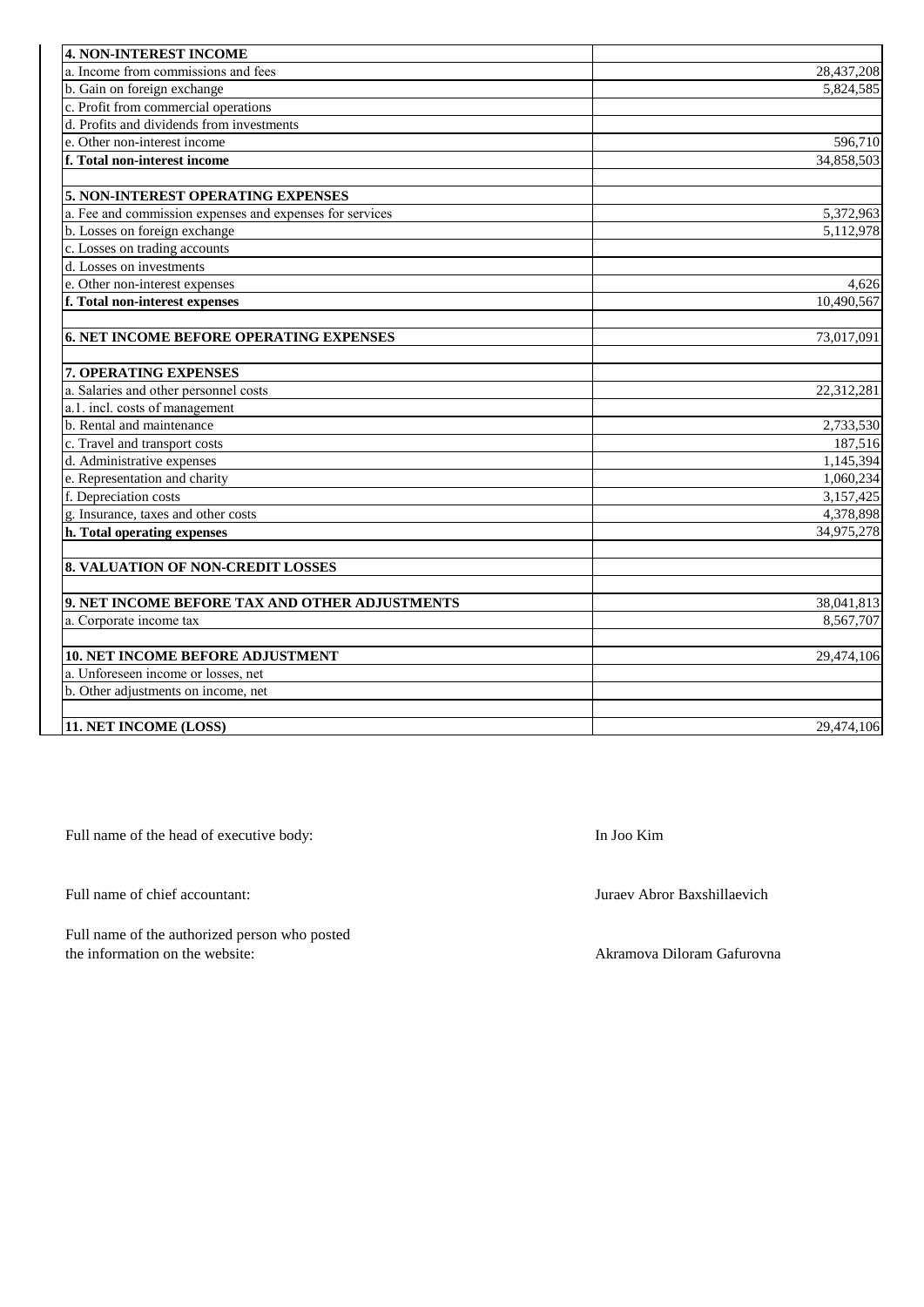| | |
|---|---|
| **4. NON-INTEREST INCOME** | |
| a. Income from commissions and fees | 28,437,208 |
| b. Gain on foreign exchange | 5,824,585 |
| c. Profit from commercial operations | |
| d. Profits and dividends from investments | |
| e. Other non-interest income | 596,710 |
| **f. Total non-interest income** | 34,858,503 |
| | |
| **5. NON-INTEREST OPERATING EXPENSES** | |
| a. Fee and commission expenses and expenses for services | 5,372,963 |
| b. Losses on foreign exchange | 5,112,978 |
| c. Losses on trading accounts | |
| d. Losses on investments | |
| e. Other non-interest expenses | 4,626 |
| **f. Total non-interest expenses** | 10,490,567 |
| | |
| **6. NET INCOME BEFORE OPERATING EXPENSES** | 73,017,091 |
| | |
| **7. OPERATING EXPENSES** | |
| a. Salaries and other personnel costs | 22,312,281 |
| a.1. incl. costs of management | |
| b. Rental and maintenance | 2,733,530 |
| c. Travel and transport costs | 187,516 |
| d. Administrative expenses | 1,145,394 |
| e. Representation and charity | 1,060,234 |
| f. Depreciation costs | 3,157,425 |
| g. Insurance, taxes and other costs | 4,378,898 |
| **h. Total operating expenses** | 34,975,278 |
| | |
| **8. VALUATION OF NON-CREDIT LOSSES** | |
| | |
| **9. NET INCOME BEFORE TAX AND OTHER ADJUSTMENTS** | 38,041,813 |
| a. Corporate income tax | 8,567,707 |
| | |
| **10. NET INCOME BEFORE ADJUSTMENT** | 29,474,106 |
| a. Unforeseen income or losses, net | |
| b. Other adjustments on income, net | |
| | |
| **11. NET INCOME (LOSS)** | 29,474,106 |

Full name of the head of executive body: In Joo Kim

Full name of chief accountant: Juraev Abror Baxshillaevich

Full name of the authorized person who posted the information on the website: Akramova Diloram Gafurovna